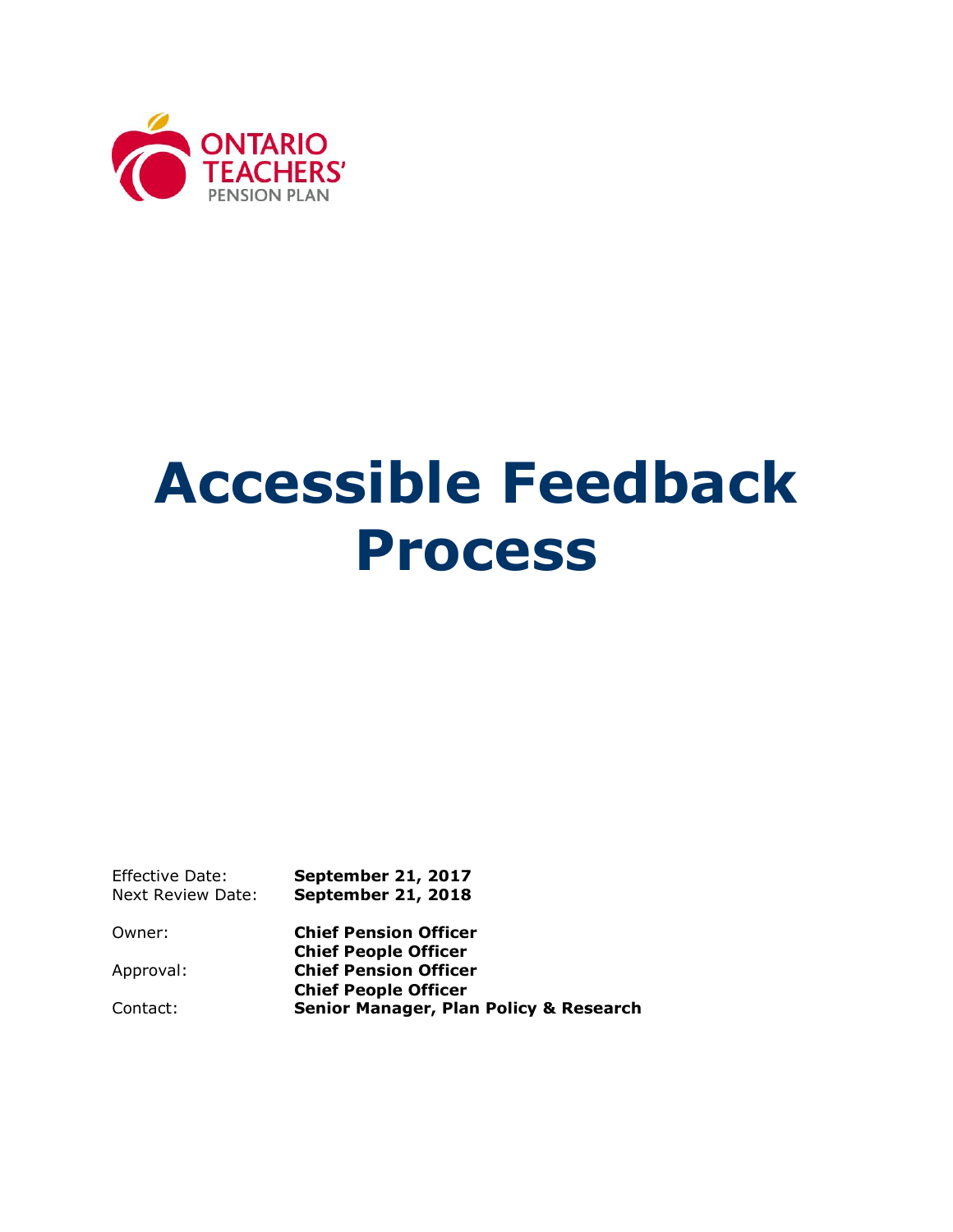ONTARIO TEACHERS' PENSION PLAN

# Accessible Feedback Process

| | |
|---|---|
| Effective Date: | **September 21, 2017** |
| Next Review Date: | **September 21, 2018** |
| Owner: | **Chief Pension Officer**<br>**Chief People Officer** |
| Approval: | **Chief Pension Officer**<br>**Chief People Officer** |
| Contact: | **Senior Manager, Plan Policy & Research** |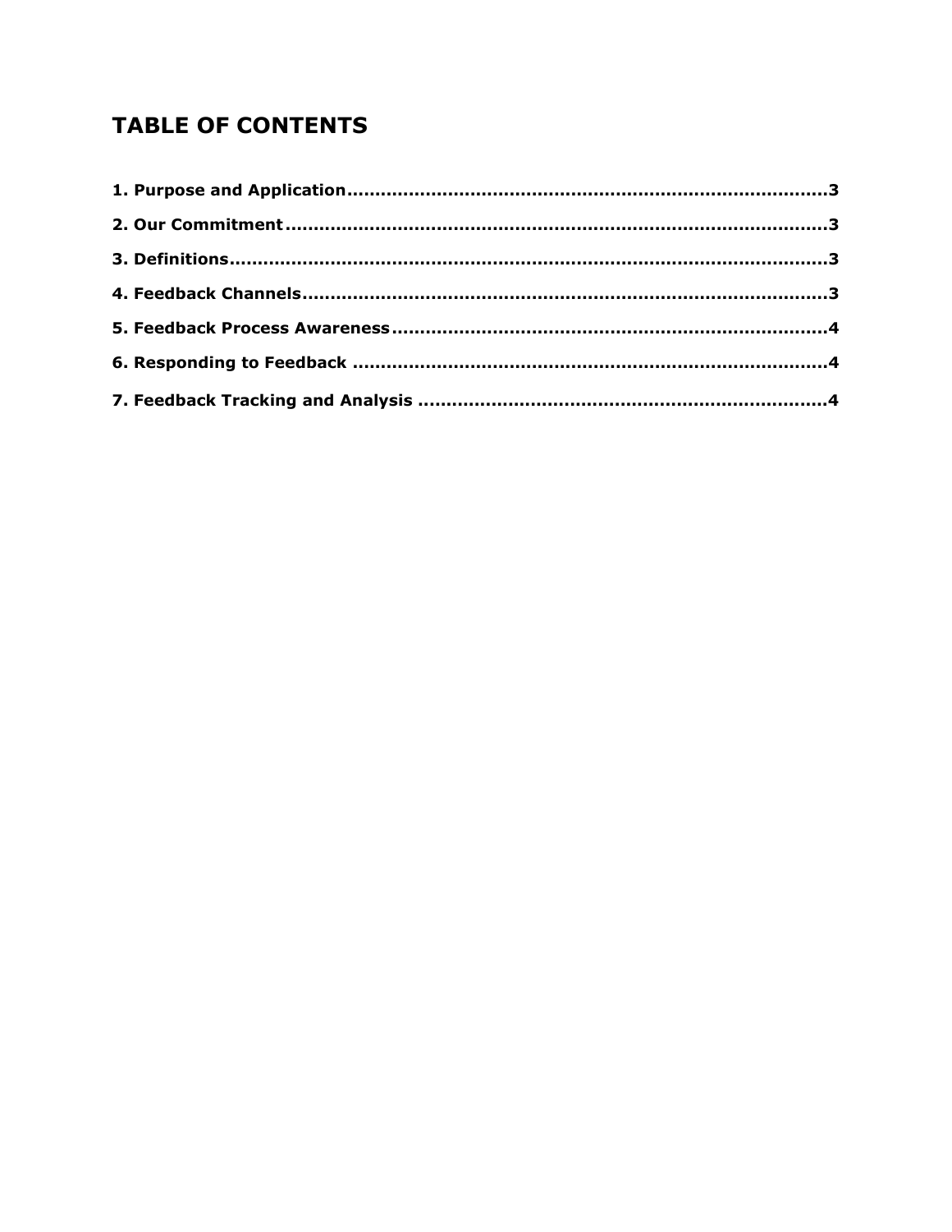## TABLE OF CONTENTS

**1. Purpose and Application**......................................................................................3

**2. Our Commitment**.................................................................................................3

**3. Definitions**..........................................................................................................3

**4. Feedback Channels**.............................................................................................3

**5. Feedback Process Awareness**.............................................................................4

**6. Responding to Feedback**....................................................................................4

**7. Feedback Tracking and Analysis**........................................................................4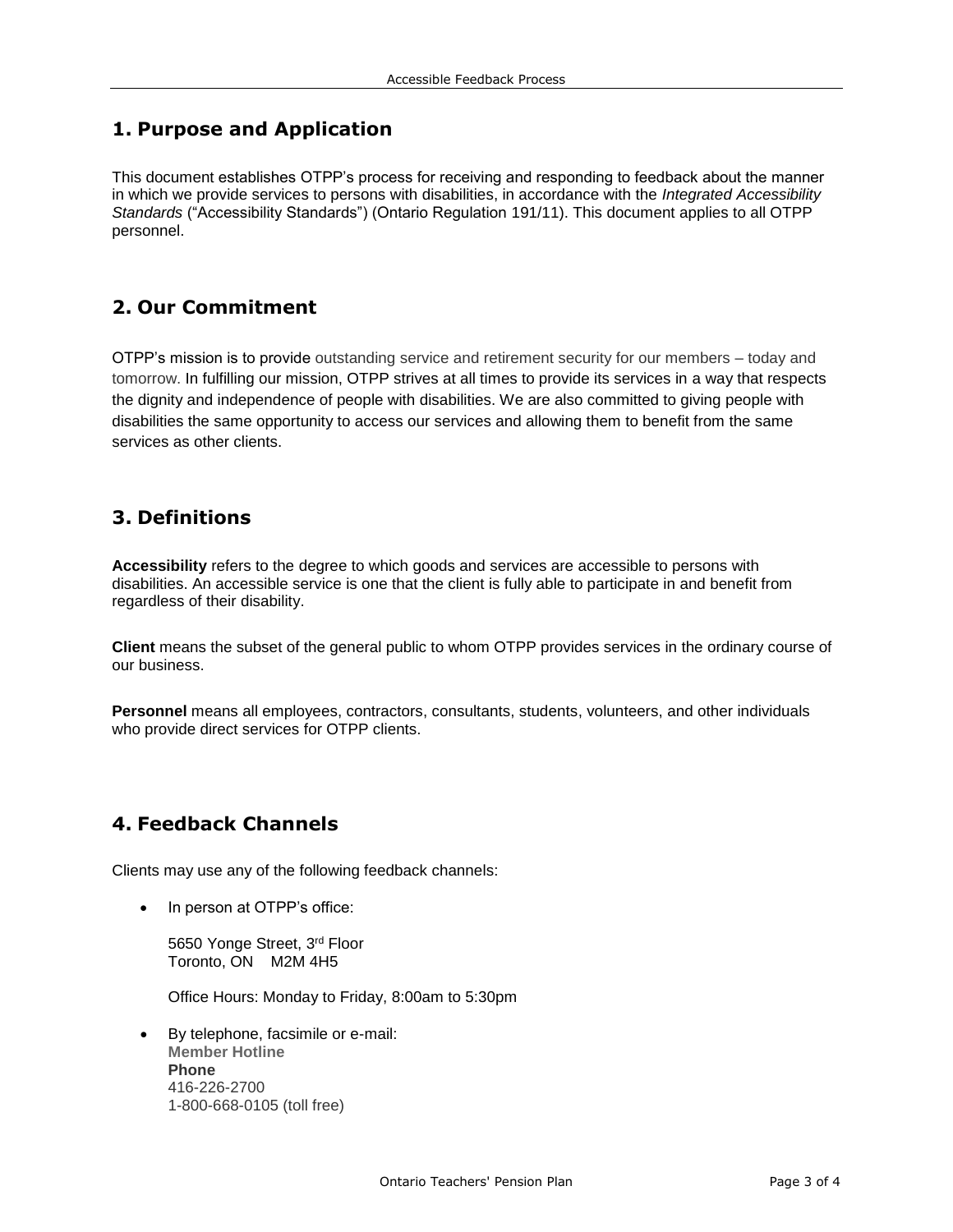## 1. Purpose and Application

This document establishes OTPP's process for receiving and responding to feedback about the manner in which we provide services to persons with disabilities, in accordance with the *Integrated Accessibility Standards* ("Accessibility Standards") (Ontario Regulation 191/11). This document applies to all OTPP personnel.

## 2. Our Commitment

OTPP's mission is to provide outstanding service and retirement security for our members – today and tomorrow. In fulfilling our mission, OTPP strives at all times to provide its services in a way that respects the dignity and independence of people with disabilities. We are also committed to giving people with disabilities the same opportunity to access our services and allowing them to benefit from the same services as other clients.

## 3. Definitions

**Accessibility** refers to the degree to which goods and services are accessible to persons with disabilities. An accessible service is one that the client is fully able to participate in and benefit from regardless of their disability.

**Client** means the subset of the general public to whom OTPP provides services in the ordinary course of our business.

**Personnel** means all employees, contractors, consultants, students, volunteers, and other individuals who provide direct services for OTPP clients.

## 4. Feedback Channels

Clients may use any of the following feedback channels:

- In person at OTPP's office:

  5650 Yonge Street, 3rd Floor
  Toronto, ON M2M 4H5

  Office Hours: Monday to Friday, 8:00am to 5:30pm

- By telephone, facsimile or e-mail:
  **Member Hotline**
  **Phone**
  416-226-2700
  1-800-668-0105 (toll free)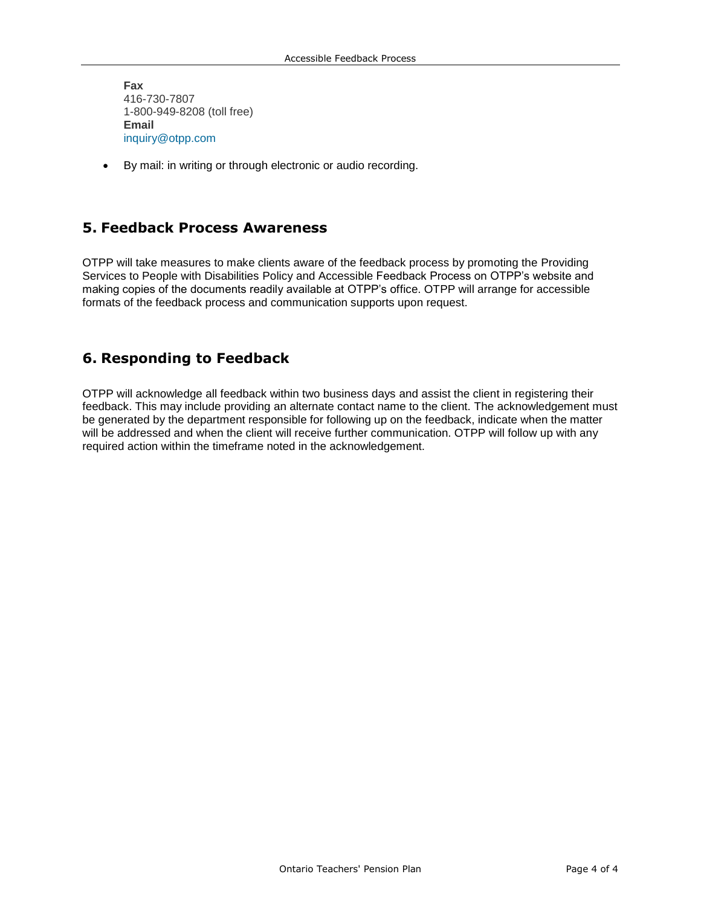**Fax**
416-730-7807
1-800-949-8208 (toll free)
**Email**
inquiry@otpp.com

- By mail: in writing or through electronic or audio recording.

## 5. Feedback Process Awareness

OTPP will take measures to make clients aware of the feedback process by promoting the Providing Services to People with Disabilities Policy and Accessible Feedback Process on OTPP's website and making copies of the documents readily available at OTPP's office. OTPP will arrange for accessible formats of the feedback process and communication supports upon request.

## 6. Responding to Feedback

OTPP will acknowledge all feedback within two business days and assist the client in registering their feedback. This may include providing an alternate contact name to the client. The acknowledgement must be generated by the department responsible for following up on the feedback, indicate when the matter will be addressed and when the client will receive further communication. OTPP will follow up with any required action within the timeframe noted in the acknowledgement.